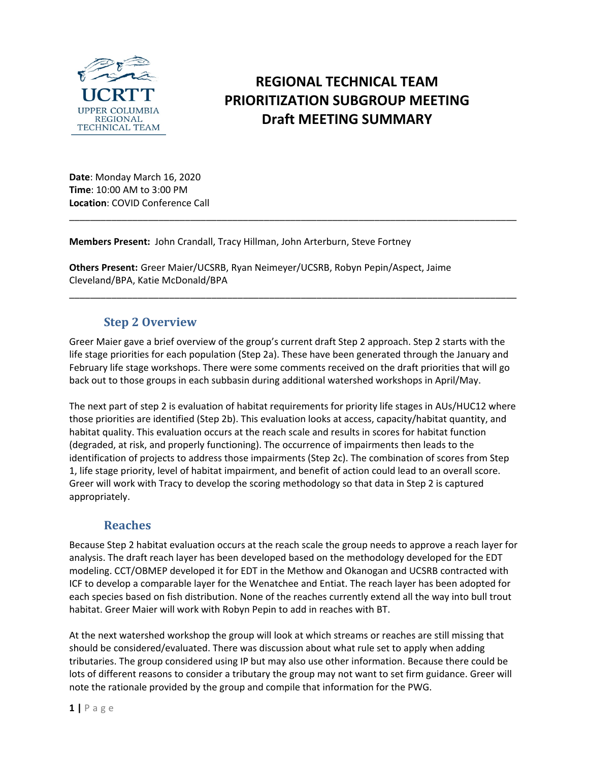# REGIONAL TECHNICAL TEAM PRIORITIZATION SUBGROUP MEETING Draft MEETING SUMMARY

**Date**: Monday March 16, 2020
**Time**: 10:00 AM to 3:00 PM
**Location**: COVID Conference Call

---

**Members Present:** John Crandall, Tracy Hillman, John Arterburn, Steve Fortney

**Others Present:** Greer Maier/UCSRB, Ryan Neimeyer/UCSRB, Robyn Pepin/Aspect, Jaime Cleveland/BPA, Katie McDonald/BPA

---

## Step 2 Overview

Greer Maier gave a brief overview of the group's current draft Step 2 approach. Step 2 starts with the life stage priorities for each population (Step 2a). These have been generated through the January and February life stage workshops. There were some comments received on the draft priorities that will go back out to those groups in each subbasin during additional watershed workshops in April/May.

The next part of step 2 is evaluation of habitat requirements for priority life stages in AUs/HUC12 where those priorities are identified (Step 2b). This evaluation looks at access, capacity/habitat quantity, and habitat quality. This evaluation occurs at the reach scale and results in scores for habitat function (degraded, at risk, and properly functioning). The occurrence of impairments then leads to the identification of projects to address those impairments (Step 2c). The combination of scores from Step 1, life stage priority, level of habitat impairment, and benefit of action could lead to an overall score. Greer will work with Tracy to develop the scoring methodology so that data in Step 2 is captured appropriately.

## Reaches

Because Step 2 habitat evaluation occurs at the reach scale the group needs to approve a reach layer for analysis. The draft reach layer has been developed based on the methodology developed for the EDT modeling. CCT/OBMEP developed it for EDT in the Methow and Okanogan and UCSRB contracted with ICF to develop a comparable layer for the Wenatchee and Entiat. The reach layer has been adopted for each species based on fish distribution. None of the reaches currently extend all the way into bull trout habitat. Greer Maier will work with Robyn Pepin to add in reaches with BT.

At the next watershed workshop the group will look at which streams or reaches are still missing that should be considered/evaluated. There was discussion about what rule set to apply when adding tributaries. The group considered using IP but may also use other information. Because there could be lots of different reasons to consider a tributary the group may not want to set firm guidance. Greer will note the rationale provided by the group and compile that information for the PWG.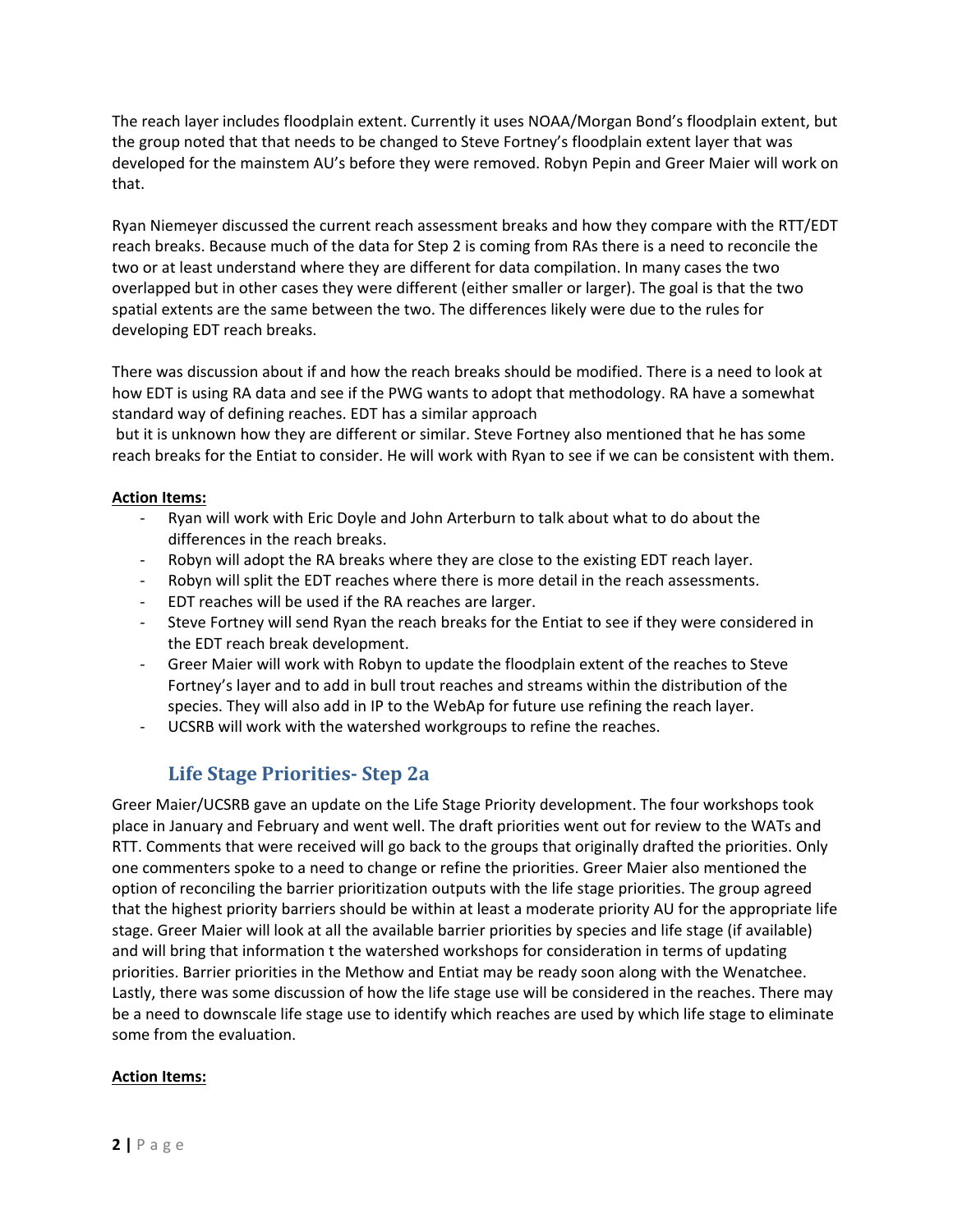The reach layer includes floodplain extent. Currently it uses NOAA/Morgan Bond's floodplain extent, but the group noted that that needs to be changed to Steve Fortney's floodplain extent layer that was developed for the mainstem AU's before they were removed. Robyn Pepin and Greer Maier will work on that.

Ryan Niemeyer discussed the current reach assessment breaks and how they compare with the RTT/EDT reach breaks. Because much of the data for Step 2 is coming from RAs there is a need to reconcile the two or at least understand where they are different for data compilation. In many cases the two overlapped but in other cases they were different (either smaller or larger). The goal is that the two spatial extents are the same between the two. The differences likely were due to the rules for developing EDT reach breaks.

There was discussion about if and how the reach breaks should be modified. There is a need to look at how EDT is using RA data and see if the PWG wants to adopt that methodology. RA have a somewhat standard way of defining reaches. EDT has a similar approach but it is unknown how they are different or similar. Steve Fortney also mentioned that he has some reach breaks for the Entiat to consider. He will work with Ryan to see if we can be consistent with them.

**Action Items:**

- Ryan will work with Eric Doyle and John Arterburn to talk about what to do about the differences in the reach breaks.
- Robyn will adopt the RA breaks where they are close to the existing EDT reach layer.
- Robyn will split the EDT reaches where there is more detail in the reach assessments.
- EDT reaches will be used if the RA reaches are larger.
- Steve Fortney will send Ryan the reach breaks for the Entiat to see if they were considered in the EDT reach break development.
- Greer Maier will work with Robyn to update the floodplain extent of the reaches to Steve Fortney's layer and to add in bull trout reaches and streams within the distribution of the species. They will also add in IP to the WebAp for future use refining the reach layer.
- UCSRB will work with the watershed workgroups to refine the reaches.

## Life Stage Priorities- Step 2a

Greer Maier/UCSRB gave an update on the Life Stage Priority development. The four workshops took place in January and February and went well. The draft priorities went out for review to the WATs and RTT. Comments that were received will go back to the groups that originally drafted the priorities. Only one commenters spoke to a need to change or refine the priorities. Greer Maier also mentioned the option of reconciling the barrier prioritization outputs with the life stage priorities. The group agreed that the highest priority barriers should be within at least a moderate priority AU for the appropriate life stage. Greer Maier will look at all the available barrier priorities by species and life stage (if available) and will bring that information t the watershed workshops for consideration in terms of updating priorities. Barrier priorities in the Methow and Entiat may be ready soon along with the Wenatchee. Lastly, there was some discussion of how the life stage use will be considered in the reaches. There may be a need to downscale life stage use to identify which reaches are used by which life stage to eliminate some from the evaluation.

**Action Items:**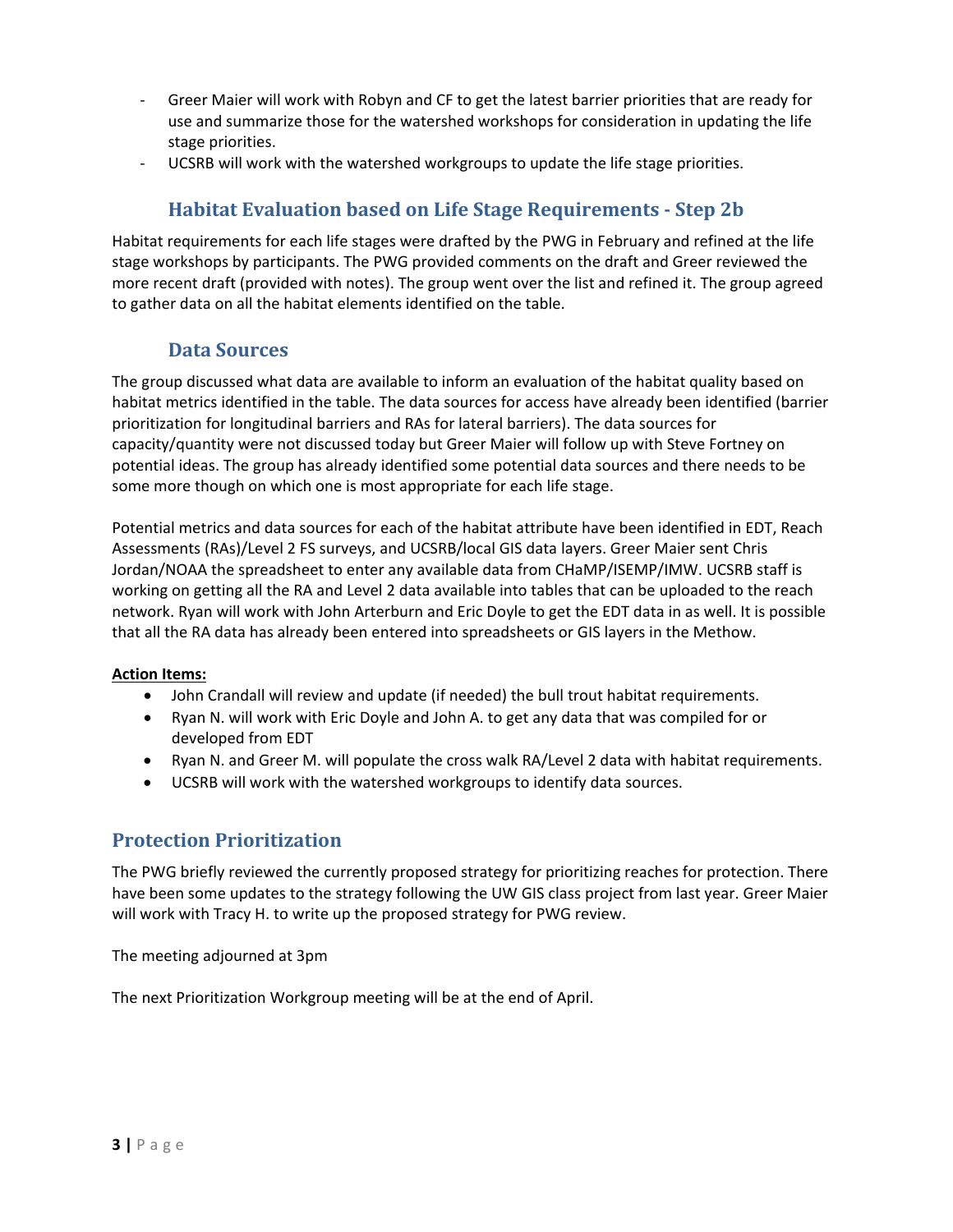- Greer Maier will work with Robyn and CF to get the latest barrier priorities that are ready for use and summarize those for the watershed workshops for consideration in updating the life stage priorities.
- UCSRB will work with the watershed workgroups to update the life stage priorities.

### Habitat Evaluation based on Life Stage Requirements - Step 2b

Habitat requirements for each life stages were drafted by the PWG in February and refined at the life stage workshops by participants. The PWG provided comments on the draft and Greer reviewed the more recent draft (provided with notes). The group went over the list and refined it. The group agreed to gather data on all the habitat elements identified on the table.

### Data Sources

The group discussed what data are available to inform an evaluation of the habitat quality based on habitat metrics identified in the table. The data sources for access have already been identified (barrier prioritization for longitudinal barriers and RAs for lateral barriers). The data sources for capacity/quantity were not discussed today but Greer Maier will follow up with Steve Fortney on potential ideas. The group has already identified some potential data sources and there needs to be some more though on which one is most appropriate for each life stage.

Potential metrics and data sources for each of the habitat attribute have been identified in EDT, Reach Assessments (RAs)/Level 2 FS surveys, and UCSRB/local GIS data layers. Greer Maier sent Chris Jordan/NOAA the spreadsheet to enter any available data from CHaMP/ISEMP/IMW. UCSRB staff is working on getting all the RA and Level 2 data available into tables that can be uploaded to the reach network. Ryan will work with John Arterburn and Eric Doyle to get the EDT data in as well. It is possible that all the RA data has already been entered into spreadsheets or GIS layers in the Methow.

**Action Items:**

- John Crandall will review and update (if needed) the bull trout habitat requirements.
- Ryan N. will work with Eric Doyle and John A. to get any data that was compiled for or developed from EDT
- Ryan N. and Greer M. will populate the cross walk RA/Level 2 data with habitat requirements.
- UCSRB will work with the watershed workgroups to identify data sources.

## Protection Prioritization

The PWG briefly reviewed the currently proposed strategy for prioritizing reaches for protection. There have been some updates to the strategy following the UW GIS class project from last year. Greer Maier will work with Tracy H. to write up the proposed strategy for PWG review.

The meeting adjourned at 3pm

The next Prioritization Workgroup meeting will be at the end of April.